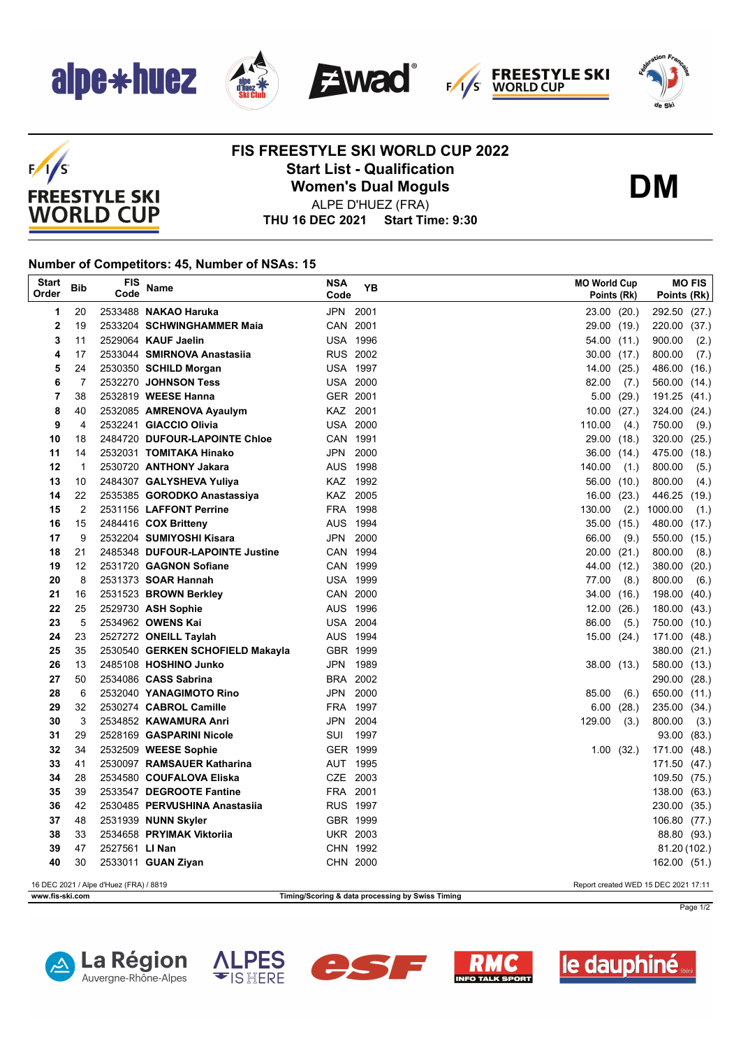# FIS FREESTYLE SKI WORLD CUP 2022

## Start List - Qualification

## Women's Dual Moguls

ALPE D'HUEZ (FRA)

**THU 16 DEC 2021 Start Time: 9:30**

**DM**

### Number of Competitors: 45, Number of NSAs: 15

| Start Order | Bib | FIS Code | Name | NSA Code | YB | MO World Cup Points (Rk) | MO FIS Points (Rk) |
|---|---|---|---|---|---|---|---|
| 1 | 20 | 2533488 | **NAKAO Haruka** | JPN | 2001 | 23.00 (20.) | 292.50 (27.) |
| 2 | 19 | 2533204 | **SCHWINGHAMMER Maia** | CAN | 2001 | 29.00 (19.) | 220.00 (37.) |
| 3 | 11 | 2529064 | **KAUF Jaelin** | USA | 1996 | 54.00 (11.) | 900.00 (2.) |
| 4 | 17 | 2533044 | **SMIRNOVA Anastasiia** | RUS | 2002 | 30.00 (17.) | 800.00 (7.) |
| 5 | 24 | 2530350 | **SCHILD Morgan** | USA | 1997 | 14.00 (25.) | 486.00 (16.) |
| 6 | 7 | 2532270 | **JOHNSON Tess** | USA | 2000 | 82.00 (7.) | 560.00 (14.) |
| 7 | 38 | 2532819 | **WEESE Hanna** | GER | 2001 | 5.00 (29.) | 191.25 (41.) |
| 8 | 40 | 2532085 | **AMRENOVA Ayaulym** | KAZ | 2001 | 10.00 (27.) | 324.00 (24.) |
| 9 | 4 | 2532241 | **GIACCIO Olivia** | USA | 2000 | 110.00 (4.) | 750.00 (9.) |
| 10 | 18 | 2484720 | **DUFOUR-LAPOINTE Chloe** | CAN | 1991 | 29.00 (18.) | 320.00 (25.) |
| 11 | 14 | 2532031 | **TOMITAKA Hinako** | JPN | 2000 | 36.00 (14.) | 475.00 (18.) |
| 12 | 1 | 2530720 | **ANTHONY Jakara** | AUS | 1998 | 140.00 (1.) | 800.00 (5.) |
| 13 | 10 | 2484307 | **GALYSHEVA Yuliya** | KAZ | 1992 | 56.00 (10.) | 800.00 (4.) |
| 14 | 22 | 2535385 | **GORODKO Anastassiya** | KAZ | 2005 | 16.00 (23.) | 446.25 (19.) |
| 15 | 2 | 2531156 | **LAFFONT Perrine** | FRA | 1998 | 130.00 (2.) | 1000.00 (1.) |
| 16 | 15 | 2484416 | **COX Britteny** | AUS | 1994 | 35.00 (15.) | 480.00 (17.) |
| 17 | 9 | 2532204 | **SUMIYOSHI Kisara** | JPN | 2000 | 66.00 (9.) | 550.00 (15.) |
| 18 | 21 | 2485348 | **DUFOUR-LAPOINTE Justine** | CAN | 1994 | 20.00 (21.) | 800.00 (8.) |
| 19 | 12 | 2531720 | **GAGNON Sofiane** | CAN | 1999 | 44.00 (12.) | 380.00 (20.) |
| 20 | 8 | 2531373 | **SOAR Hannah** | USA | 1999 | 77.00 (8.) | 800.00 (6.) |
| 21 | 16 | 2531523 | **BROWN Berkley** | CAN | 2000 | 34.00 (16.) | 198.00 (40.) |
| 22 | 25 | 2529730 | **ASH Sophie** | AUS | 1996 | 12.00 (26.) | 180.00 (43.) |
| 23 | 5 | 2534962 | **OWENS Kai** | USA | 2004 | 86.00 (5.) | 750.00 (10.) |
| 24 | 23 | 2527272 | **ONEILL Taylah** | AUS | 1994 | 15.00 (24.) | 171.00 (48.) |
| 25 | 35 | 2530540 | **GERKEN SCHOFIELD Makayla** | GBR | 1999 | | 380.00 (21.) |
| 26 | 13 | 2485108 | **HOSHINO Junko** | JPN | 1989 | 38.00 (13.) | 580.00 (13.) |
| 27 | 50 | 2534086 | **CASS Sabrina** | BRA | 2002 | | 290.00 (28.) |
| 28 | 6 | 2532040 | **YANAGIMOTO Rino** | JPN | 2000 | 85.00 (6.) | 650.00 (11.) |
| 29 | 32 | 2530274 | **CABROL Camille** | FRA | 1997 | 6.00 (28.) | 235.00 (34.) |
| 30 | 3 | 2534852 | **KAWAMURA Anri** | JPN | 2004 | 129.00 (3.) | 800.00 (3.) |
| 31 | 29 | 2528169 | **GASPARINI Nicole** | SUI | 1997 | | 93.00 (83.) |
| 32 | 34 | 2532509 | **WEESE Sophie** | GER | 1999 | 1.00 (32.) | 171.00 (48.) |
| 33 | 41 | 2530097 | **RAMSAUER Katharina** | AUT | 1995 | | 171.50 (47.) |
| 34 | 28 | 2534580 | **COUFALOVA Eliska** | CZE | 2003 | | 109.50 (75.) |
| 35 | 39 | 2533547 | **DEGROOTE Fantine** | FRA | 2001 | | 138.00 (63.) |
| 36 | 42 | 2530485 | **PERVUSHINA Anastasiia** | RUS | 1997 | | 230.00 (35.) |
| 37 | 48 | 2531939 | **NUNN Skyler** | GBR | 1999 | | 106.80 (77.) |
| 38 | 33 | 2534658 | **PRYIMAK Viktoriia** | UKR | 2003 | | 88.80 (93.) |
| 39 | 47 | 2527561 | **LI Nan** | CHN | 1992 | | 81.20 (102.) |
| 40 | 30 | 2533011 | **GUAN Ziyan** | CHN | 2000 | | 162.00 (51.) |

16 DEC 2021 / Alpe d'Huez (FRA) / 8819 — Report created WED 15 DEC 2021 17:11

www.fis-ski.com — Timing/Scoring & data processing by Swiss Timing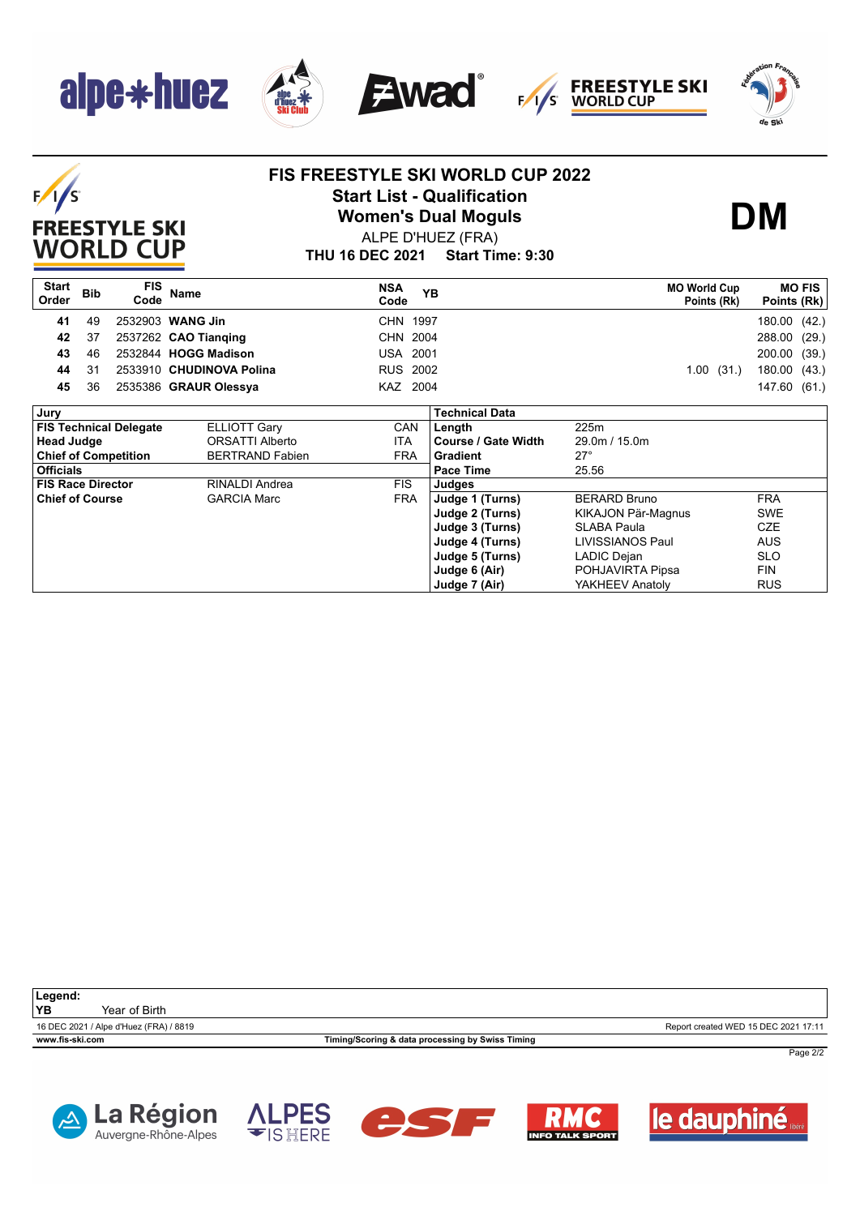# FIS FREESTYLE SKI WORLD CUP 2022

## Start List - Qualification

## Women's Dual Moguls

ALPE D'HUEZ (FRA)

**THU 16 DEC 2021 Start Time: 9:30**

**DM**

| Start Order | Bib | FIS Code | Name | NSA Code | YB | MO World Cup Points (Rk) | MO FIS Points (Rk) |
|---|---|---|---|---|---|---|---|
| **41** | 49 | 2532903 | **WANG Jin** | CHN | 1997 | | 180.00 (42.) |
| **42** | 37 | 2537262 | **CAO Tianqing** | CHN | 2004 | | 288.00 (29.) |
| **43** | 46 | 2532844 | **HOGG Madison** | USA | 2001 | | 200.00 (39.) |
| **44** | 31 | 2533910 | **CHUDINOVA Polina** | RUS | 2002 | 1.00 (31.) | 180.00 (43.) |
| **45** | 36 | 2535386 | **GRAUR Olessya** | KAZ | 2004 | | 147.60 (61.) |

| Jury | | |
|---|---|---|
| **FIS Technical Delegate** | ELLIOTT Gary | CAN |
| **Head Judge** | ORSATTI Alberto | ITA |
| **Chief of Competition** | BERTRAND Fabien | FRA |
| **Officials** | | |
| **FIS Race Director** | RINALDI Andrea | FIS |
| **Chief of Course** | GARCIA Marc | FRA |

| Technical Data | | |
|---|---|---|
| **Length** | 225m | |
| **Course / Gate Width** | 29.0m / 15.0m | |
| **Gradient** | 27° | |
| **Pace Time** | 25.56 | |
| **Judges** | | |
| **Judge 1 (Turns)** | BERARD Bruno | FRA |
| **Judge 2 (Turns)** | KIKAJON Pär-Magnus | SWE |
| **Judge 3 (Turns)** | SLABA Paula | CZE |
| **Judge 4 (Turns)** | LIVISSIANOS Paul | AUS |
| **Judge 5 (Turns)** | LADIC Dejan | SLO |
| **Judge 6 (Air)** | POHJAVIRTA Pipsa | FIN |
| **Judge 7 (Air)** | YAKHEEV Anatoly | RUS |

**Legend:**
**YB** Year of Birth

16 DEC 2021 / Alpe d'Huez (FRA) / 8819

Report created WED 15 DEC 2021 17:11

www.fis-ski.com

Timing/Scoring & data processing by Swiss Timing